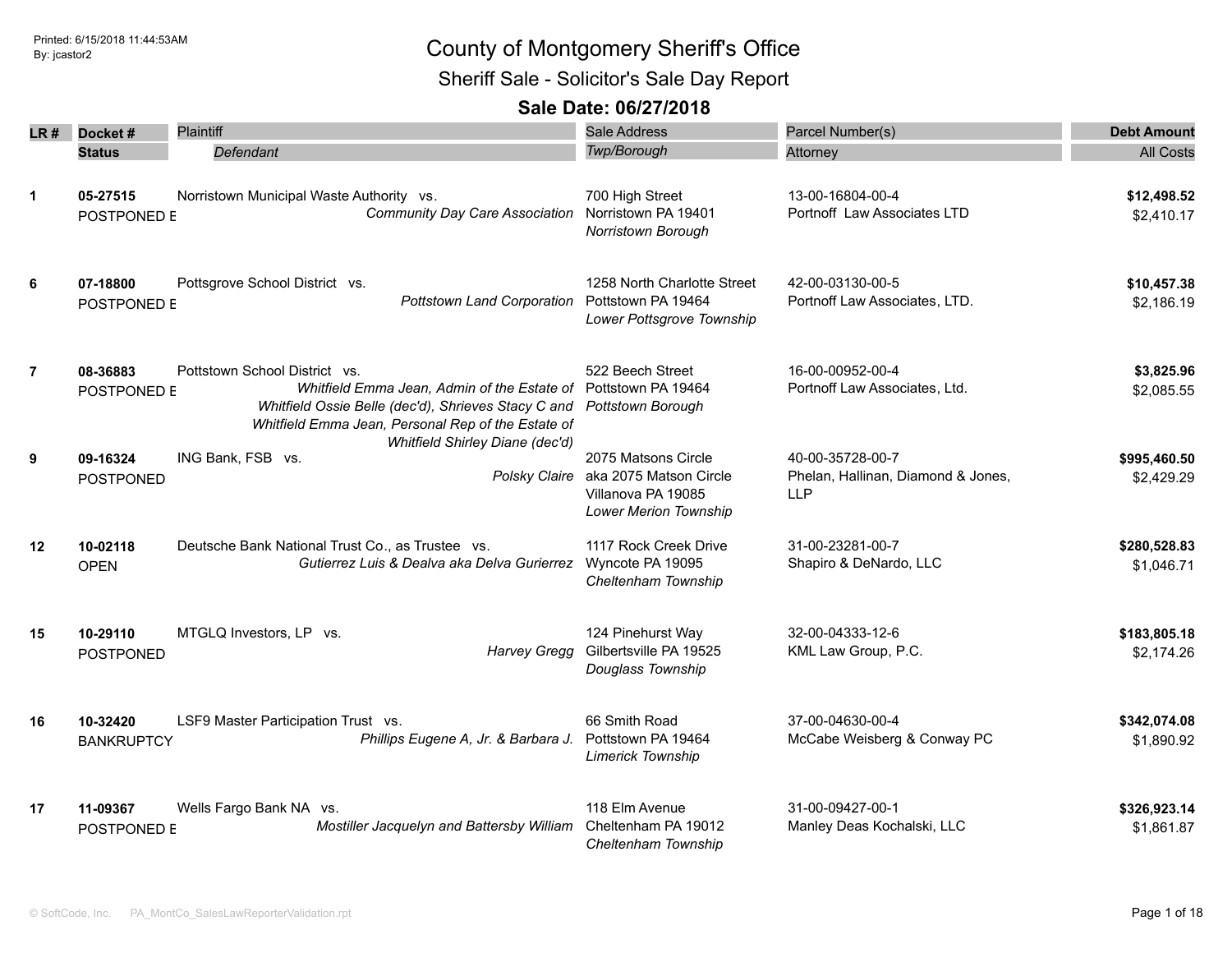# County of Montgomery Sheriff's Office

## Sheriff Sale - Solicitor's Sale Day Report

### Sale Date: 06/27/2018

Printed: 6/15/2018 11:44:53AM
By: jcastor2

| LR # | Docket # / Status | Plaintiff / *Defendant* | Sale Address / *Twp/Borough* | Parcel Number(s) / Attorney | Debt Amount / All Costs |
|---|---|---|---|---|---|
| 1 | **05-27515**<br>POSTPONED E | Norristown Municipal Waste Authority vs.<br>*Community Day Care Association* | 700 High Street<br>Norristown PA 19401<br>*Norristown Borough* | 13-00-16804-00-4<br>Portnoff Law Associates LTD | **$12,498.52**<br>$2,410.17 |
| 6 | **07-18800**<br>POSTPONED E | Pottsgrove School District vs.<br>*Pottstown Land Corporation* | 1258 North Charlotte Street<br>Pottstown PA 19464<br>*Lower Pottsgrove Township* | 42-00-03130-00-5<br>Portnoff Law Associates, LTD. | **$10,457.38**<br>$2,186.19 |
| 7 | **08-36883**<br>POSTPONED E | Pottstown School District vs.<br>*Whitfield Emma Jean, Admin of the Estate of Whitfield Ossie Belle (dec'd), Shrieves Stacy C and Whitfield Emma Jean, Personal Rep of the Estate of Whitfield Shirley Diane (dec'd)* | 522 Beech Street<br>Pottstown PA 19464<br>*Pottstown Borough* | 16-00-00952-00-4<br>Portnoff Law Associates, Ltd. | **$3,825.96**<br>$2,085.55 |
| 9 | **09-16324**<br>POSTPONED | ING Bank, FSB vs.<br>*Polsky Claire* | 2075 Matsons Circle<br>aka 2075 Matson Circle<br>Villanova PA 19085<br>*Lower Merion Township* | 40-00-35728-00-7<br>Phelan, Hallinan, Diamond & Jones, LLP | **$995,460.50**<br>$2,429.29 |
| 12 | **10-02118**<br>OPEN | Deutsche Bank National Trust Co., as Trustee vs.<br>*Gutierrez Luis & Dealva aka Delva Gurierrez* | 1117 Rock Creek Drive<br>Wyncote PA 19095<br>*Cheltenham Township* | 31-00-23281-00-7<br>Shapiro & DeNardo, LLC | **$280,528.83**<br>$1,046.71 |
| 15 | **10-29110**<br>POSTPONED | MTGLQ Investors, LP vs.<br>*Harvey Gregg* | 124 Pinehurst Way<br>Gilbertsville PA 19525<br>*Douglass Township* | 32-00-04333-12-6<br>KML Law Group, P.C. | **$183,805.18**<br>$2,174.26 |
| 16 | **10-32420**<br>BANKRUPTCY | LSF9 Master Participation Trust vs.<br>*Phillips Eugene A, Jr. & Barbara J.* | 66 Smith Road<br>Pottstown PA 19464<br>*Limerick Township* | 37-00-04630-00-4<br>McCabe Weisberg & Conway PC | **$342,074.08**<br>$1,890.92 |
| 17 | **11-09367**<br>POSTPONED E | Wells Fargo Bank NA vs.<br>*Mostiller Jacquelyn and Battersby William* | 118 Elm Avenue<br>Cheltenham PA 19012<br>*Cheltenham Township* | 31-00-09427-00-1<br>Manley Deas Kochalski, LLC | **$326,923.14**<br>$1,861.87 |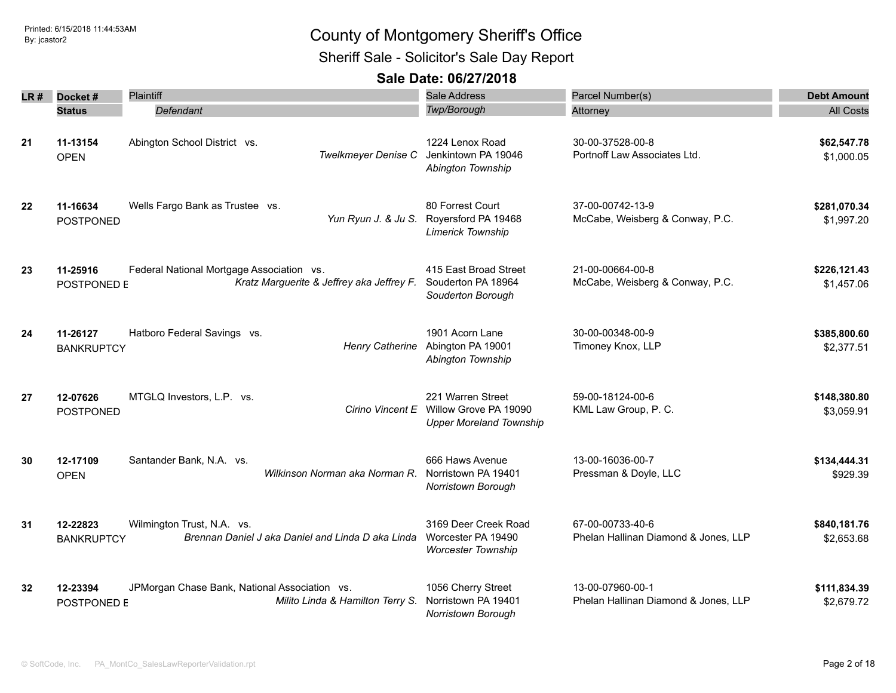# County of Montgomery Sheriff's Office

## Sheriff Sale - Solicitor's Sale Day Report

### Sale Date: 06/27/2018

| LR # | Docket # / Status | Plaintiff / Defendant | Sale Address / Twp/Borough | Parcel Number(s) / Attorney | Debt Amount / All Costs |
|---|---|---|---|---|---|
| 21 | **11-13154** OPEN | Abington School District vs. *Twelkmeyer Denise C* | 1224 Lenox Road Jenkintown PA 19046 *Abington Township* | 30-00-37528-00-8 Portnoff Law Associates Ltd. | **$62,547.78** $1,000.05 |
| 22 | **11-16634** POSTPONED | Wells Fargo Bank as Trustee vs. *Yun Ryun J. & Ju S.* | 80 Forrest Court Royersford PA 19468 *Limerick Township* | 37-00-00742-13-9 McCabe, Weisberg & Conway, P.C. | **$281,070.34** $1,997.20 |
| 23 | **11-25916** POSTPONED E | Federal National Mortgage Association vs. *Kratz Marguerite & Jeffrey aka Jeffrey F.* | 415 East Broad Street Souderton PA 18964 *Souderton Borough* | 21-00-00664-00-8 McCabe, Weisberg & Conway, P.C. | **$226,121.43** $1,457.06 |
| 24 | **11-26127** BANKRUPTCY | Hatboro Federal Savings vs. *Henry Catherine* | 1901 Acorn Lane Abington PA 19001 *Abington Township* | 30-00-00348-00-9 Timoney Knox, LLP | **$385,800.60** $2,377.51 |
| 27 | **12-07626** POSTPONED | MTGLQ Investors, L.P. vs. *Cirino Vincent E* | 221 Warren Street Willow Grove PA 19090 *Upper Moreland Township* | 59-00-18124-00-6 KML Law Group, P. C. | **$148,380.80** $3,059.91 |
| 30 | **12-17109** OPEN | Santander Bank, N.A. vs. *Wilkinson Norman aka Norman R.* | 666 Haws Avenue Norristown PA 19401 *Norristown Borough* | 13-00-16036-00-7 Pressman & Doyle, LLC | **$134,444.31** $929.39 |
| 31 | **12-22823** BANKRUPTCY | Wilmington Trust, N.A. vs. *Brennan Daniel J aka Daniel and Linda D aka Linda* | 3169 Deer Creek Road Worcester PA 19490 *Worcester Township* | 67-00-00733-40-6 Phelan Hallinan Diamond & Jones, LLP | **$840,181.76** $2,653.68 |
| 32 | **12-23394** POSTPONED E | JPMorgan Chase Bank, National Association vs. *Milito Linda & Hamilton Terry S.* | 1056 Cherry Street Norristown PA 19401 *Norristown Borough* | 13-00-07960-00-1 Phelan Hallinan Diamond & Jones, LLP | **$111,834.39** $2,679.72 |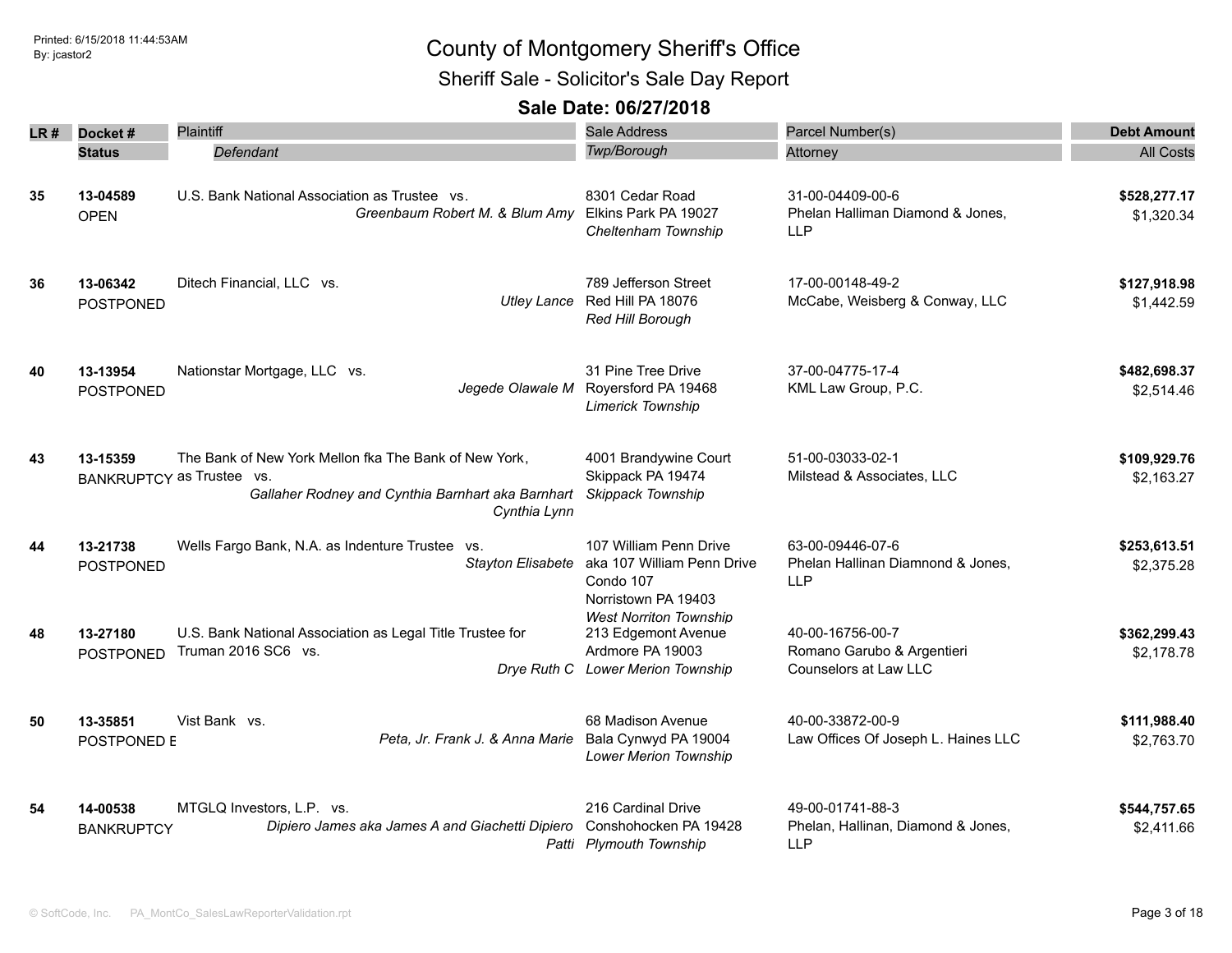# County of Montgomery Sheriff's Office

## Sheriff Sale - Solicitor's Sale Day Report

### Sale Date: 06/27/2018

Printed: 6/15/2018 11:44:53AM
By: jcastor2

| LR # | Docket # / Status | Plaintiff / *Defendant* | Sale Address / *Twp/Borough* | Parcel Number(s) / Attorney | Debt Amount / All Costs |
|---|---|---|---|---|---|
| 35 | **13-04589** OPEN | U.S. Bank National Association as Trustee vs. *Greenbaum Robert M. & Blum Amy* | 8301 Cedar Road Elkins Park PA 19027 *Cheltenham Township* | 31-00-04409-00-6 Phelan Halliman Diamond & Jones, LLP | **$528,277.17** $1,320.34 |
| 36 | **13-06342** POSTPONED | Ditech Financial, LLC vs. *Utley Lance* | 789 Jefferson Street Red Hill PA 18076 *Red Hill Borough* | 17-00-00148-49-2 McCabe, Weisberg & Conway, LLC | **$127,918.98** $1,442.59 |
| 40 | **13-13954** POSTPONED | Nationstar Mortgage, LLC vs. *Jegede Olawale M* | 31 Pine Tree Drive Royersford PA 19468 *Limerick Township* | 37-00-04775-17-4 KML Law Group, P.C. | **$482,698.37** $2,514.46 |
| 43 | **13-15359** BANKRUPTCY | The Bank of New York Mellon fka The Bank of New York, as Trustee vs. *Gallaher Rodney and Cynthia Barnhart aka Barnhart Cynthia Lynn* | 4001 Brandywine Court Skippack PA 19474 *Skippack Township* | 51-00-03033-02-1 Milstead & Associates, LLC | **$109,929.76** $2,163.27 |
| 44 | **13-21738** POSTPONED | Wells Fargo Bank, N.A. as Indenture Trustee vs. *Stayton Elisabete* | 107 William Penn Drive aka 107 William Penn Drive Condo 107 Norristown PA 19403 *West Norriton Township* | 63-00-09446-07-6 Phelan Hallinan Diamnond & Jones, LLP | **$253,613.51** $2,375.28 |
| 48 | **13-27180** POSTPONED | U.S. Bank National Association as Legal Title Trustee for Truman 2016 SC6 vs. *Drye Ruth C* | 213 Edgemont Avenue Ardmore PA 19003 *Lower Merion Township* | 40-00-16756-00-7 Romano Garubo & Argentieri Counselors at Law LLC | **$362,299.43** $2,178.78 |
| 50 | **13-35851** POSTPONED E | Vist Bank vs. *Peta, Jr. Frank J. & Anna Marie* | 68 Madison Avenue Bala Cynwyd PA 19004 *Lower Merion Township* | 40-00-33872-00-9 Law Offices Of Joseph L. Haines LLC | **$111,988.40** $2,763.70 |
| 54 | **14-00538** BANKRUPTCY | MTGLQ Investors, L.P. vs. *Dipiero James aka James A and Giachetti Dipiero Patti* | 216 Cardinal Drive Conshohocken PA 19428 *Plymouth Township* | 49-00-01741-88-3 Phelan, Hallinan, Diamond & Jones, LLP | **$544,757.65** $2,411.66 |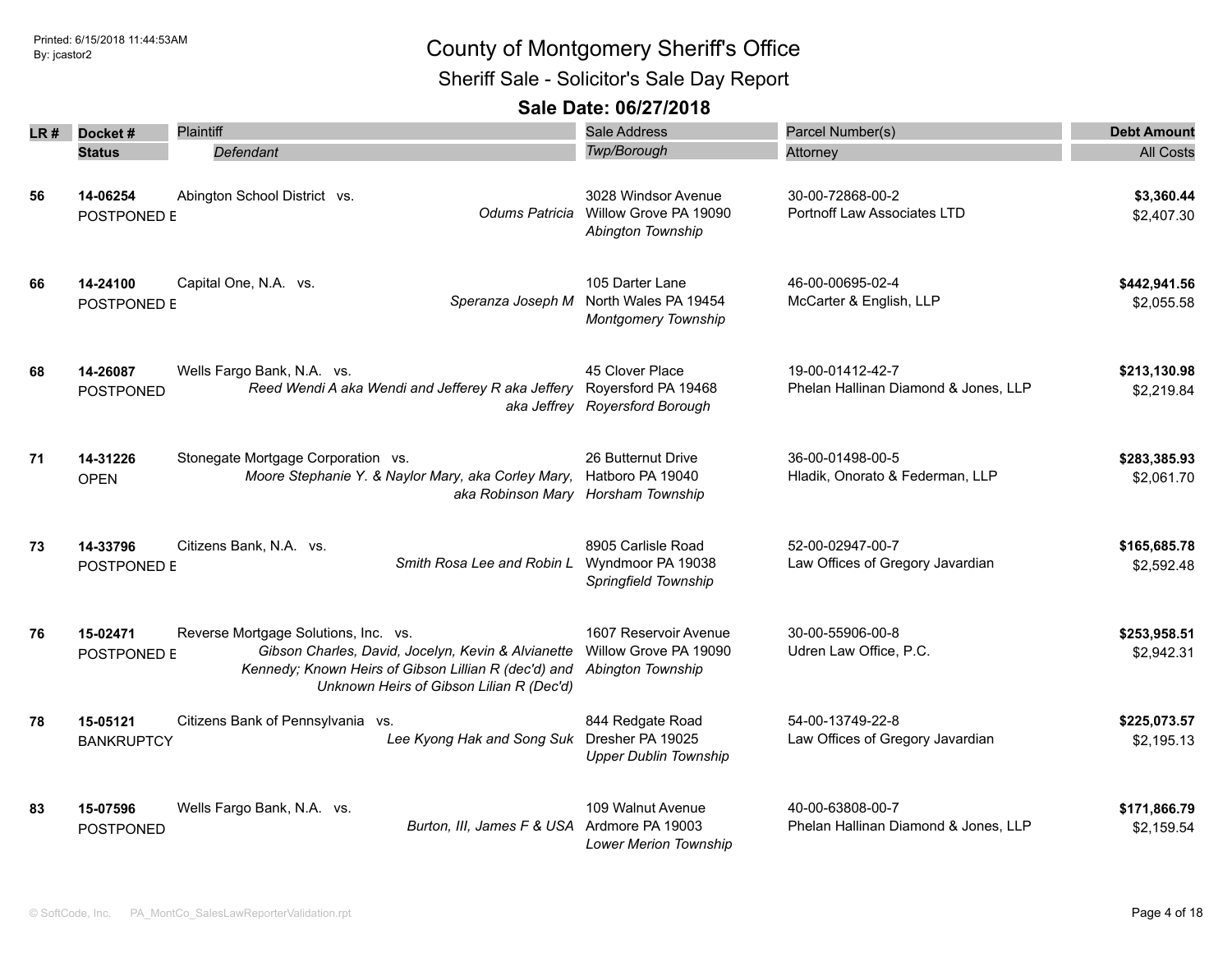# County of Montgomery Sheriff's Office

## Sheriff Sale - Solicitor's Sale Day Report

### Sale Date: 06/27/2018

Printed: 6/15/2018 11:44:53AM
By: jcastor2

| LR # | Docket # / Status | Plaintiff / *Defendant* | Sale Address / *Twp/Borough* | Parcel Number(s) / Attorney | Debt Amount / All Costs |
|---|---|---|---|---|---|
| 56 | **14-06254** POSTPONED E | Abington School District vs. *Odums Patricia* | 3028 Windsor Avenue Willow Grove PA 19090 *Abington Township* | 30-00-72868-00-2 Portnoff Law Associates LTD | **$3,360.44** $2,407.30 |
| 66 | **14-24100** POSTPONED E | Capital One, N.A. vs. *Speranza Joseph M* | 105 Darter Lane North Wales PA 19454 *Montgomery Township* | 46-00-00695-02-4 McCarter & English, LLP | **$442,941.56** $2,055.58 |
| 68 | **14-26087** POSTPONED | Wells Fargo Bank, N.A. vs. *Reed Wendi A aka Wendi and Jefferey R aka Jeffery aka Jeffrey* | 45 Clover Place Royersford PA 19468 *Royersford Borough* | 19-00-01412-42-7 Phelan Hallinan Diamond & Jones, LLP | **$213,130.98** $2,219.84 |
| 71 | **14-31226** OPEN | Stonegate Mortgage Corporation vs. *Moore Stephanie Y. & Naylor Mary, aka Corley Mary, aka Robinson Mary* | 26 Butternut Drive Hatboro PA 19040 *Horsham Township* | 36-00-01498-00-5 Hladik, Onorato & Federman, LLP | **$283,385.93** $2,061.70 |
| 73 | **14-33796** POSTPONED E | Citizens Bank, N.A. vs. *Smith Rosa Lee and Robin L* | 8905 Carlisle Road Wyndmoor PA 19038 *Springfield Township* | 52-00-02947-00-7 Law Offices of Gregory Javardian | **$165,685.78** $2,592.48 |
| 76 | **15-02471** POSTPONED E | Reverse Mortgage Solutions, Inc. vs. *Gibson Charles, David, Jocelyn, Kevin & Alvianette Kennedy; Known Heirs of Gibson Lillian R (dec'd) and Unknown Heirs of Gibson Lilian R (Dec'd)* | 1607 Reservoir Avenue Willow Grove PA 19090 *Abington Township* | 30-00-55906-00-8 Udren Law Office, P.C. | **$253,958.51** $2,942.31 |
| 78 | **15-05121** BANKRUPTCY | Citizens Bank of Pennsylvania vs. *Lee Kyong Hak and Song Suk* | 844 Redgate Road Dresher PA 19025 *Upper Dublin Township* | 54-00-13749-22-8 Law Offices of Gregory Javardian | **$225,073.57** $2,195.13 |
| 83 | **15-07596** POSTPONED | Wells Fargo Bank, N.A. vs. *Burton, III, James F & USA* | 109 Walnut Avenue Ardmore PA 19003 *Lower Merion Township* | 40-00-63808-00-7 Phelan Hallinan Diamond & Jones, LLP | **$171,866.79** $2,159.54 |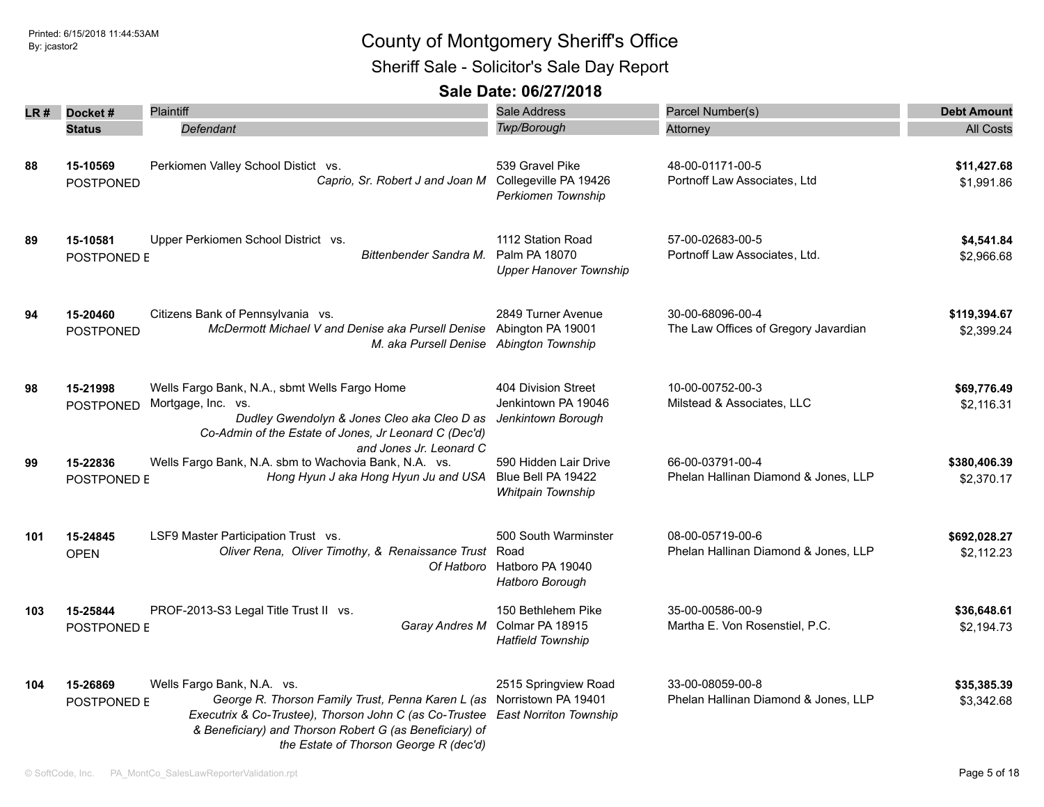# County of Montgomery Sheriff's Office

## Sheriff Sale - Solicitor's Sale Day Report

### Sale Date: 06/27/2018

Printed: 6/15/2018 11:44:53AM
By: jcastor2

| LR # | Docket # / Status | Plaintiff / *Defendant* | Sale Address / *Twp/Borough* | Parcel Number(s) / Attorney | Debt Amount / All Costs |
|---|---|---|---|---|---|
| 88 | **15-10569** POSTPONED | Perkiomen Valley School Distict vs. *Caprio, Sr. Robert J and Joan M* | 539 Gravel Pike Collegeville PA 19426 *Perkiomen Township* | 48-00-01171-00-5 Portnoff Law Associates, Ltd | **$11,427.68** $1,991.86 |
| 89 | **15-10581** POSTPONED E | Upper Perkiomen School District vs. *Bittenbender Sandra M.* | 1112 Station Road Palm PA 18070 *Upper Hanover Township* | 57-00-02683-00-5 Portnoff Law Associates, Ltd. | **$4,541.84** $2,966.68 |
| 94 | **15-20460** POSTPONED | Citizens Bank of Pennsylvania vs. *McDermott Michael V and Denise aka Pursell Denise M. aka Pursell Denise* | 2849 Turner Avenue Abington PA 19001 *Abington Township* | 30-00-68096-00-4 The Law Offices of Gregory Javardian | **$119,394.67** $2,399.24 |
| 98 | **15-21998** POSTPONED | Wells Fargo Bank, N.A., sbmt Wells Fargo Home Mortgage, Inc. vs. *Dudley Gwendolyn & Jones Cleo aka Cleo D as Co-Admin of the Estate of Jones, Jr Leonard C (Dec'd) and Jones Jr. Leonard C* | 404 Division Street Jenkintown PA 19046 *Jenkintown Borough* | 10-00-00752-00-3 Milstead & Associates, LLC | **$69,776.49** $2,116.31 |
| 99 | **15-22836** POSTPONED E | Wells Fargo Bank, N.A. sbm to Wachovia Bank, N.A. vs. *Hong Hyun J aka Hong Hyun Ju and USA* | 590 Hidden Lair Drive Blue Bell PA 19422 *Whitpain Township* | 66-00-03791-00-4 Phelan Hallinan Diamond & Jones, LLP | **$380,406.39** $2,370.17 |
| 101 | **15-24845** OPEN | LSF9 Master Participation Trust vs. *Oliver Rena, Oliver Timothy, & Renaissance Trust Of Hatboro* | 500 South Warminster Road Hatboro PA 19040 *Hatboro Borough* | 08-00-05719-00-6 Phelan Hallinan Diamond & Jones, LLP | **$692,028.27** $2,112.23 |
| 103 | **15-25844** POSTPONED E | PROF-2013-S3 Legal Title Trust II vs. *Garay Andres M* | 150 Bethlehem Pike Colmar PA 18915 *Hatfield Township* | 35-00-00586-00-9 Martha E. Von Rosenstiel, P.C. | **$36,648.61** $2,194.73 |
| 104 | **15-26869** POSTPONED E | Wells Fargo Bank, N.A. vs. *George R. Thorson Family Trust, Penna Karen L (as Executrix & Co-Trustee), Thorson John C (as Co-Trustee & Beneficiary) and Thorson Robert G (as Beneficiary) of the Estate of Thorson George R (dec'd)* | 2515 Springview Road Norristown PA 19401 *East Norriton Township* | 33-00-08059-00-8 Phelan Hallinan Diamond & Jones, LLP | **$35,385.39** $3,342.68 |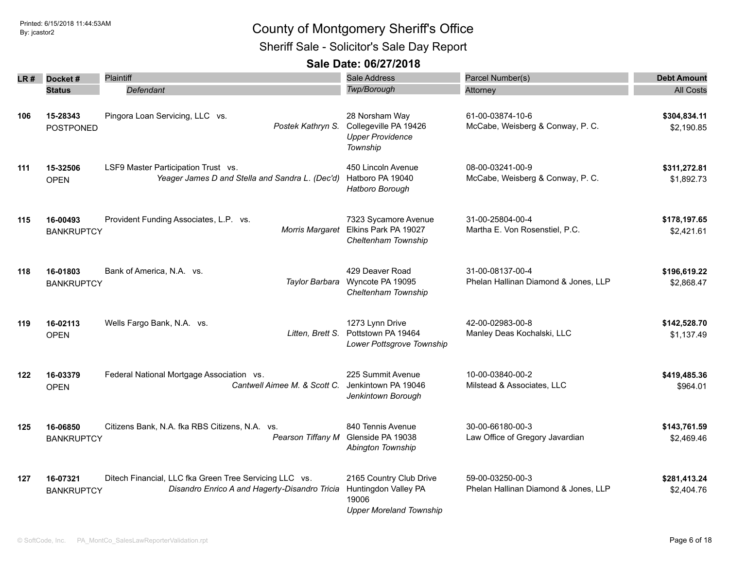# County of Montgomery Sheriff's Office

## Sheriff Sale - Solicitor's Sale Day Report

### Sale Date: 06/27/2018

| LR # | Docket # / Status | Plaintiff / Defendant | Sale Address / Twp/Borough | Parcel Number(s) / Attorney | Debt Amount / All Costs |
|---|---|---|---|---|---|
| 106 | 15-28343<br>POSTPONED | Pingora Loan Servicing, LLC vs.<br>*Postek Kathryn S.* | 28 Norsham Way<br>Collegeville PA 19426<br>*Upper Providence Township* | 61-00-03874-10-6<br>McCabe, Weisberg & Conway, P. C. | **$304,834.11**<br>$2,190.85 |
| 111 | 15-32506<br>OPEN | LSF9 Master Participation Trust vs.<br>*Yeager James D and Stella and Sandra L. (Dec'd)* | 450 Lincoln Avenue<br>Hatboro PA 19040<br>*Hatboro Borough* | 08-00-03241-00-9<br>McCabe, Weisberg & Conway, P. C. | **$311,272.81**<br>$1,892.73 |
| 115 | 16-00493<br>BANKRUPTCY | Provident Funding Associates, L.P. vs.<br>*Morris Margaret* | 7323 Sycamore Avenue<br>Elkins Park PA 19027<br>*Cheltenham Township* | 31-00-25804-00-4<br>Martha E. Von Rosenstiel, P.C. | **$178,197.65**<br>$2,421.61 |
| 118 | 16-01803<br>BANKRUPTCY | Bank of America, N.A. vs.<br>*Taylor Barbara* | 429 Deaver Road<br>Wyncote PA 19095<br>*Cheltenham Township* | 31-00-08137-00-4<br>Phelan Hallinan Diamond & Jones, LLP | **$196,619.22**<br>$2,868.47 |
| 119 | 16-02113<br>OPEN | Wells Fargo Bank, N.A. vs.<br>*Litten, Brett S.* | 1273 Lynn Drive<br>Pottstown PA 19464<br>*Lower Pottsgrove Township* | 42-00-02983-00-8<br>Manley Deas Kochalski, LLC | **$142,528.70**<br>$1,137.49 |
| 122 | 16-03379<br>OPEN | Federal National Mortgage Association vs.<br>*Cantwell Aimee M. & Scott C.* | 225 Summit Avenue<br>Jenkintown PA 19046<br>*Jenkintown Borough* | 10-00-03840-00-2<br>Milstead & Associates, LLC | **$419,485.36**<br>$964.01 |
| 125 | 16-06850<br>BANKRUPTCY | Citizens Bank, N.A. fka RBS Citizens, N.A. vs.<br>*Pearson Tiffany M* | 840 Tennis Avenue<br>Glenside PA 19038<br>*Abington Township* | 30-00-66180-00-3<br>Law Office of Gregory Javardian | **$143,761.59**<br>$2,469.46 |
| 127 | 16-07321<br>BANKRUPTCY | Ditech Financial, LLC fka Green Tree Servicing LLC vs.<br>*Disandro Enrico A and Hagerty-Disandro Tricia* | 2165 Country Club Drive<br>Huntingdon Valley PA 19006<br>*Upper Moreland Township* | 59-00-03250-00-3<br>Phelan Hallinan Diamond & Jones, LLP | **$281,413.24**<br>$2,404.76 |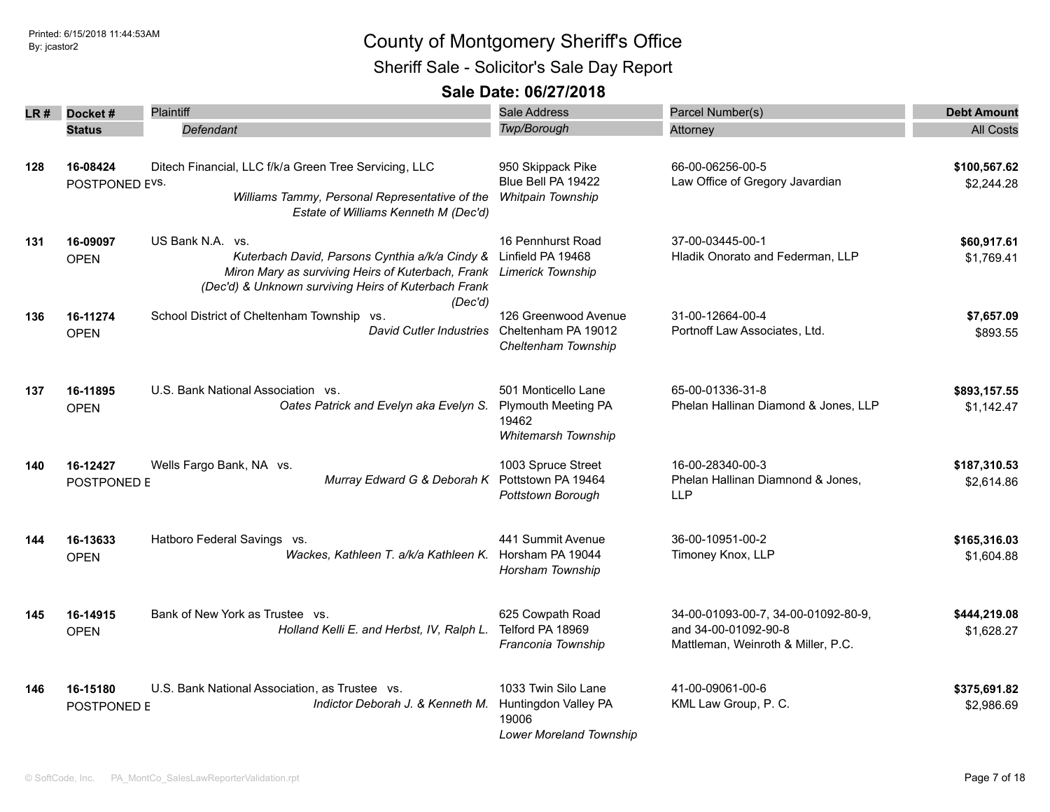# County of Montgomery Sheriff's Office

## Sheriff Sale - Solicitor's Sale Day Report

### Sale Date: 06/27/2018

Printed: 6/15/2018 11:44:53AM
By: jcastor2

| LR # | Docket # / Status | Plaintiff / *Defendant* | Sale Address / *Twp/Borough* | Parcel Number(s) / Attorney | Debt Amount / All Costs |
|---|---|---|---|---|---|
| 128 | **16-08424** POSTPONED E | Ditech Financial, LLC f/k/a Green Tree Servicing, LLC vs. *Williams Tammy, Personal Representative of the Estate of Williams Kenneth M (Dec'd)* | 950 Skippack Pike Blue Bell PA 19422 *Whitpain Township* | 66-00-06256-00-5 Law Office of Gregory Javardian | **$100,567.62** $2,244.28 |
| 131 | **16-09097** OPEN | US Bank N.A. vs. *Kuterbach David, Parsons Cynthia a/k/a Cindy & Miron Mary as surviving Heirs of Kuterbach, Frank (Dec'd) & Unknown surviving Heirs of Kuterbach Frank (Dec'd)* | 16 Pennhurst Road Linfield PA 19468 *Limerick Township* | 37-00-03445-00-1 Hladik Onorato and Federman, LLP | **$60,917.61** $1,769.41 |
| 136 | **16-11274** OPEN | School District of Cheltenham Township vs. *David Cutler Industries* | 126 Greenwood Avenue Cheltenham PA 19012 *Cheltenham Township* | 31-00-12664-00-4 Portnoff Law Associates, Ltd. | **$7,657.09** $893.55 |
| 137 | **16-11895** OPEN | U.S. Bank National Association vs. *Oates Patrick and Evelyn aka Evelyn S.* | 501 Monticello Lane Plymouth Meeting PA 19462 *Whitemarsh Township* | 65-00-01336-31-8 Phelan Hallinan Diamond & Jones, LLP | **$893,157.55** $1,142.47 |
| 140 | **16-12427** POSTPONED E | Wells Fargo Bank, NA vs. *Murray Edward G & Deborah K* | 1003 Spruce Street Pottstown PA 19464 *Pottstown Borough* | 16-00-28340-00-3 Phelan Hallinan Diamnond & Jones, LLP | **$187,310.53** $2,614.86 |
| 144 | **16-13633** OPEN | Hatboro Federal Savings vs. *Wackes, Kathleen T. a/k/a Kathleen K.* | 441 Summit Avenue Horsham PA 19044 *Horsham Township* | 36-00-10951-00-2 Timoney Knox, LLP | **$165,316.03** $1,604.88 |
| 145 | **16-14915** OPEN | Bank of New York as Trustee vs. *Holland Kelli E. and Herbst, IV, Ralph L.* | 625 Cowpath Road Telford PA 18969 *Franconia Township* | 34-00-01093-00-7, 34-00-01092-80-9, and 34-00-01092-90-8 Mattleman, Weinroth & Miller, P.C. | **$444,219.08** $1,628.27 |
| 146 | **16-15180** POSTPONED E | U.S. Bank National Association, as Trustee vs. *Indictor Deborah J. & Kenneth M.* | 1033 Twin Silo Lane Huntingdon Valley PA 19006 *Lower Moreland Township* | 41-00-09061-00-6 KML Law Group, P. C. | **$375,691.82** $2,986.69 |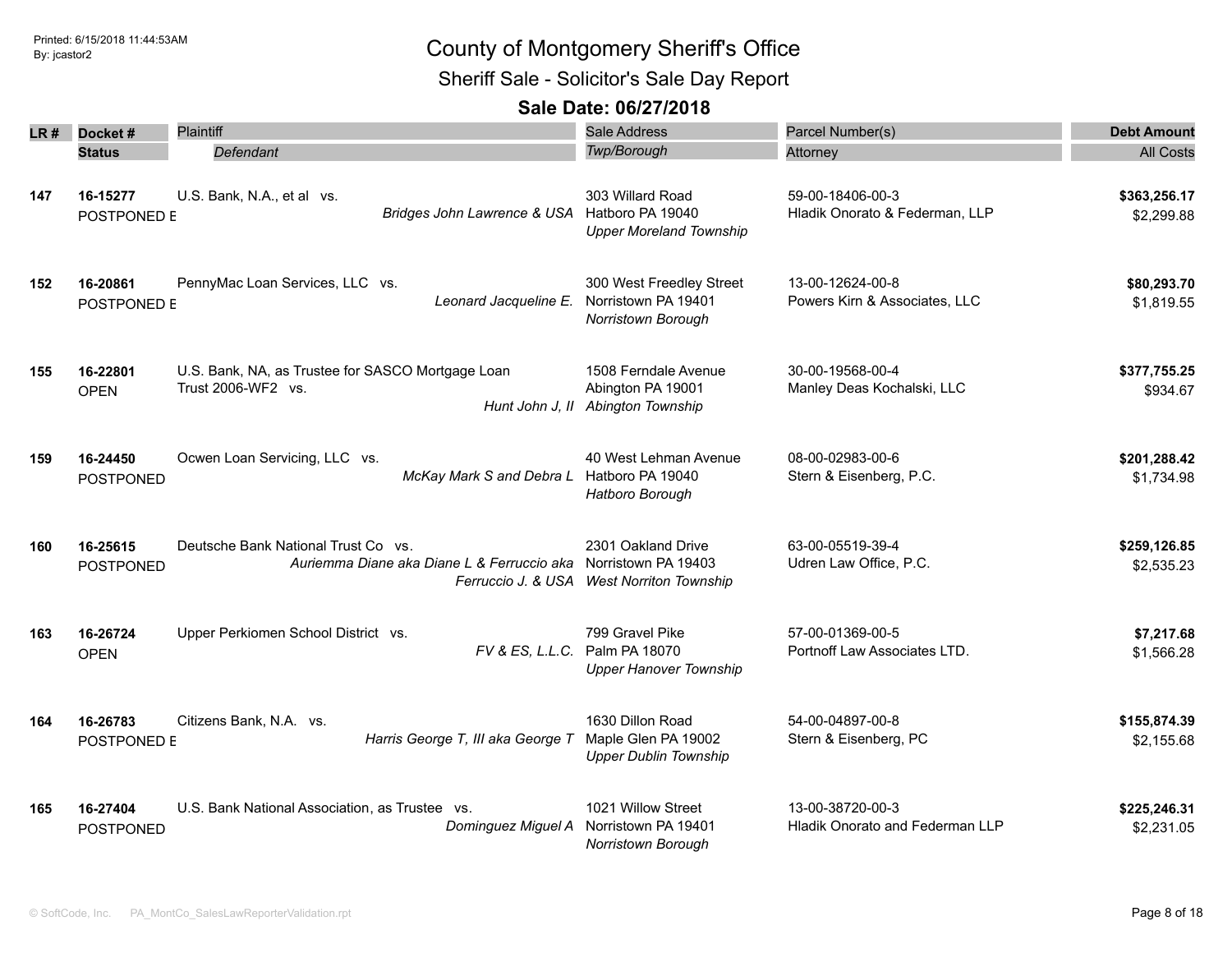# County of Montgomery Sheriff's Office

## Sheriff Sale - Solicitor's Sale Day Report

### Sale Date: 06/27/2018

Printed: 6/15/2018 11:44:53AM
By: jcastor2

| LR # | Docket # / Status | Plaintiff / *Defendant* | Sale Address / *Twp/Borough* | Parcel Number(s) / Attorney | Debt Amount / All Costs |
|---|---|---|---|---|---|
| 147 | **16-15277** POSTPONED E | U.S. Bank, N.A., et al vs. *Bridges John Lawrence & USA* | 303 Willard Road Hatboro PA 19040 *Upper Moreland Township* | 59-00-18406-00-3 Hladik Onorato & Federman, LLP | **$363,256.17** $2,299.88 |
| 152 | **16-20861** POSTPONED E | PennyMac Loan Services, LLC vs. *Leonard Jacqueline E.* | 300 West Freedley Street Norristown PA 19401 *Norristown Borough* | 13-00-12624-00-8 Powers Kirn & Associates, LLC | **$80,293.70** $1,819.55 |
| 155 | **16-22801** OPEN | U.S. Bank, NA, as Trustee for SASCO Mortgage Loan Trust 2006-WF2 vs. *Hunt John J, II* | 1508 Ferndale Avenue Abington PA 19001 *Abington Township* | 30-00-19568-00-4 Manley Deas Kochalski, LLC | **$377,755.25** $934.67 |
| 159 | **16-24450** POSTPONED | Ocwen Loan Servicing, LLC vs. *McKay Mark S and Debra L* | 40 West Lehman Avenue Hatboro PA 19040 *Hatboro Borough* | 08-00-02983-00-6 Stern & Eisenberg, P.C. | **$201,288.42** $1,734.98 |
| 160 | **16-25615** POSTPONED | Deutsche Bank National Trust Co vs. *Auriemma Diane aka Diane L & Ferruccio aka Ferruccio J. & USA* | 2301 Oakland Drive Norristown PA 19403 *West Norriton Township* | 63-00-05519-39-4 Udren Law Office, P.C. | **$259,126.85** $2,535.23 |
| 163 | **16-26724** OPEN | Upper Perkiomen School District vs. *FV & ES, L.L.C.* | 799 Gravel Pike Palm PA 18070 *Upper Hanover Township* | 57-00-01369-00-5 Portnoff Law Associates LTD. | **$7,217.68** $1,566.28 |
| 164 | **16-26783** POSTPONED E | Citizens Bank, N.A. vs. *Harris George T, III aka George T* | 1630 Dillon Road Maple Glen PA 19002 *Upper Dublin Township* | 54-00-04897-00-8 Stern & Eisenberg, PC | **$155,874.39** $2,155.68 |
| 165 | **16-27404** POSTPONED | U.S. Bank National Association, as Trustee vs. *Dominguez Miguel A* | 1021 Willow Street Norristown PA 19401 *Norristown Borough* | 13-00-38720-00-3 Hladik Onorato and Federman LLP | **$225,246.31** $2,231.05 |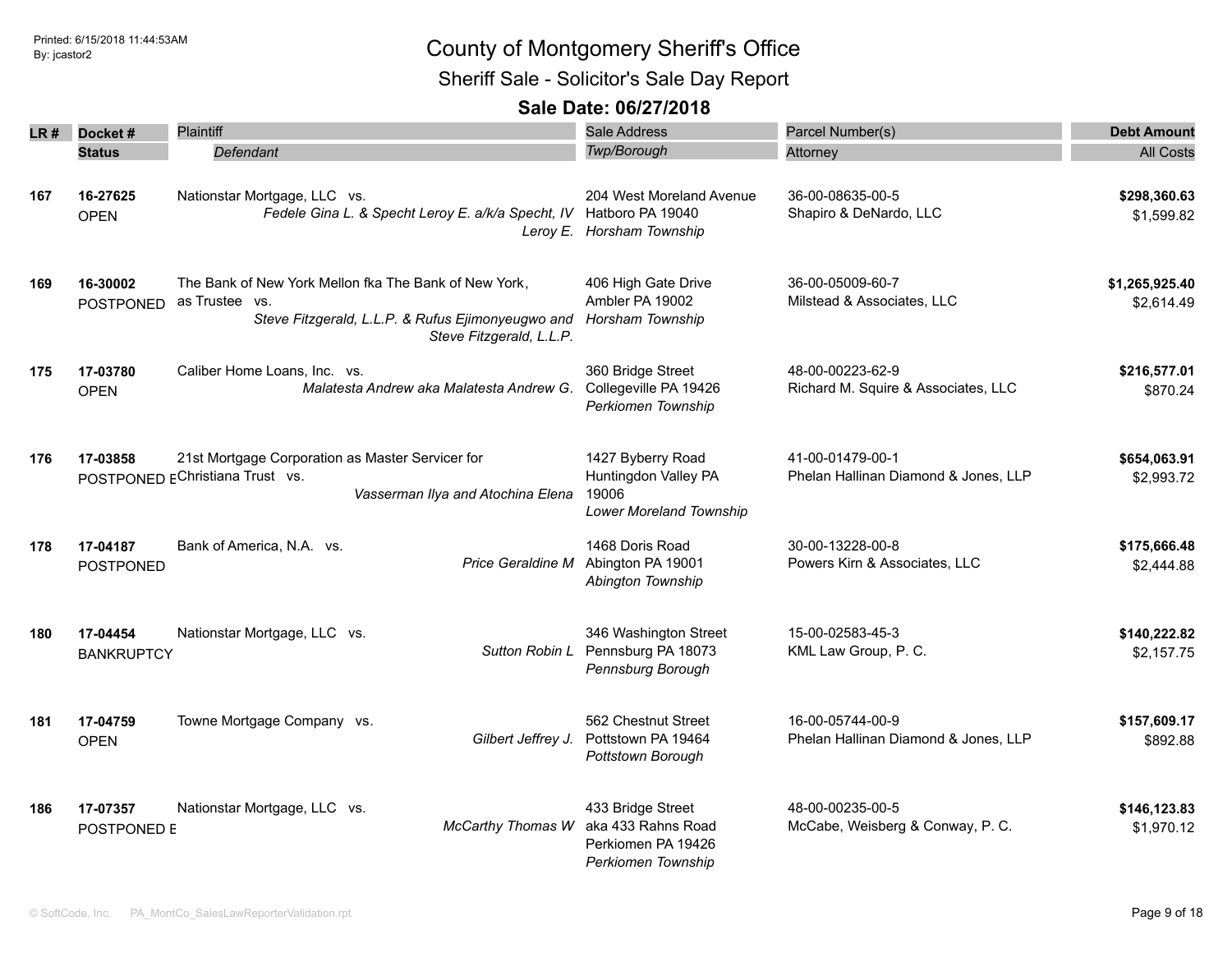# County of Montgomery Sheriff's Office

## Sheriff Sale - Solicitor's Sale Day Report

### Sale Date: 06/27/2018

| LR # | Docket # / Status | Plaintiff / Defendant | Sale Address / Twp/Borough | Parcel Number(s) / Attorney | Debt Amount / All Costs |
|---|---|---|---|---|---|
| 167 | **16-27625** OPEN | Nationstar Mortgage, LLC vs. *Fedele Gina L. & Specht Leroy E. a/k/a Specht, IV Leroy E.* | 204 West Moreland Avenue Hatboro PA 19040 *Horsham Township* | 36-00-08635-00-5 Shapiro & DeNardo, LLC | **$298,360.63** $1,599.82 |
| 169 | **16-30002** POSTPONED | The Bank of New York Mellon fka The Bank of New York, as Trustee vs. *Steve Fitzgerald, L.L.P. & Rufus Ejimonyeugwo and Steve Fitzgerald, L.L.P.* | 406 High Gate Drive Ambler PA 19002 *Horsham Township* | 36-00-05009-60-7 Milstead & Associates, LLC | **$1,265,925.40** $2,614.49 |
| 175 | **17-03780** OPEN | Caliber Home Loans, Inc. vs. *Malatesta Andrew aka Malatesta Andrew G.* | 360 Bridge Street Collegeville PA 19426 *Perkiomen Township* | 48-00-00223-62-9 Richard M. Squire & Associates, LLC | **$216,577.01** $870.24 |
| 176 | **17-03858** POSTPONED E | 21st Mortgage Corporation as Master Servicer for Christiana Trust vs. *Vasserman Ilya and Atochina Elena* | 1427 Byberry Road Huntingdon Valley PA 19006 *Lower Moreland Township* | 41-00-01479-00-1 Phelan Hallinan Diamond & Jones, LLP | **$654,063.91** $2,993.72 |
| 178 | **17-04187** POSTPONED | Bank of America, N.A. vs. *Price Geraldine M* | 1468 Doris Road Abington PA 19001 *Abington Township* | 30-00-13228-00-8 Powers Kirn & Associates, LLC | **$175,666.48** $2,444.88 |
| 180 | **17-04454** BANKRUPTCY | Nationstar Mortgage, LLC vs. *Sutton Robin L* | 346 Washington Street Pennsburg PA 18073 *Pennsburg Borough* | 15-00-02583-45-3 KML Law Group, P. C. | **$140,222.82** $2,157.75 |
| 181 | **17-04759** OPEN | Towne Mortgage Company vs. *Gilbert Jeffrey J.* | 562 Chestnut Street Pottstown PA 19464 *Pottstown Borough* | 16-00-05744-00-9 Phelan Hallinan Diamond & Jones, LLP | **$157,609.17** $892.88 |
| 186 | **17-07357** POSTPONED E | Nationstar Mortgage, LLC vs. *McCarthy Thomas W* | 433 Bridge Street aka 433 Rahns Road Perkiomen PA 19426 *Perkiomen Township* | 48-00-00235-00-5 McCabe, Weisberg & Conway, P. C. | **$146,123.83** $1,970.12 |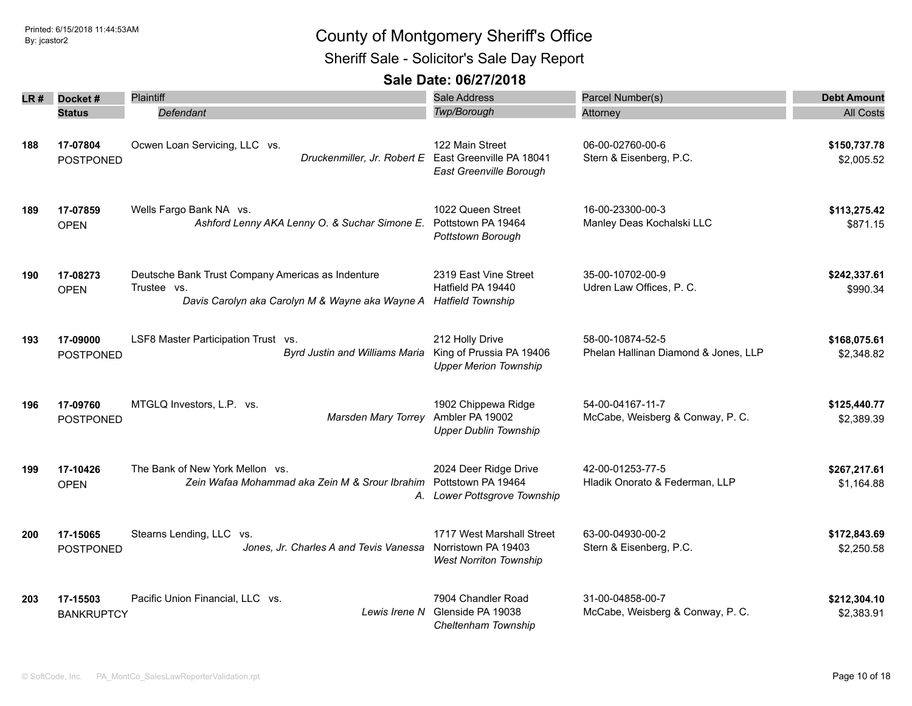# County of Montgomery Sheriff's Office

## Sheriff Sale - Solicitor's Sale Day Report

### Sale Date: 06/27/2018

| LR # | Docket # / Status | Plaintiff / *Defendant* | Sale Address / *Twp/Borough* | Parcel Number(s) / Attorney | Debt Amount / All Costs |
|---|---|---|---|---|---|
| 188 | **17-07804** POSTPONED | Ocwen Loan Servicing, LLC vs. *Druckenmiller, Jr. Robert E* | 122 Main Street East Greenville PA 18041 *East Greenville Borough* | 06-00-02760-00-6 Stern & Eisenberg, P.C. | **$150,737.78** $2,005.52 |
| 189 | **17-07859** OPEN | Wells Fargo Bank NA vs. *Ashford Lenny AKA Lenny O. & Suchar Simone E.* | 1022 Queen Street Pottstown PA 19464 *Pottstown Borough* | 16-00-23300-00-3 Manley Deas Kochalski LLC | **$113,275.42** $871.15 |
| 190 | **17-08273** OPEN | Deutsche Bank Trust Company Americas as Indenture Trustee vs. *Davis Carolyn aka Carolyn M & Wayne aka Wayne A* | 2319 East Vine Street Hatfield PA 19440 *Hatfield Township* | 35-00-10702-00-9 Udren Law Offices, P. C. | **$242,337.61** $990.34 |
| 193 | **17-09000** POSTPONED | LSF8 Master Participation Trust vs. *Byrd Justin and Williams Maria* | 212 Holly Drive King of Prussia PA 19406 *Upper Merion Township* | 58-00-10874-52-5 Phelan Hallinan Diamond & Jones, LLP | **$168,075.61** $2,348.82 |
| 196 | **17-09760** POSTPONED | MTGLQ Investors, L.P. vs. *Marsden Mary Torrey* | 1902 Chippewa Ridge Ambler PA 19002 *Upper Dublin Township* | 54-00-04167-11-7 McCabe, Weisberg & Conway, P. C. | **$125,440.77** $2,389.39 |
| 199 | **17-10426** OPEN | The Bank of New York Mellon vs. *Zein Wafaa Mohammad aka Zein M & Srour Ibrahim A.* | 2024 Deer Ridge Drive Pottstown PA 19464 *Lower Pottsgrove Township* | 42-00-01253-77-5 Hladik Onorato & Federman, LLP | **$267,217.61** $1,164.88 |
| 200 | **17-15065** POSTPONED | Stearns Lending, LLC vs. *Jones, Jr. Charles A and Tevis Vanessa* | 1717 West Marshall Street Norristown PA 19403 *West Norriton Township* | 63-00-04930-00-2 Stern & Eisenberg, P.C. | **$172,843.69** $2,250.58 |
| 203 | **17-15503** BANKRUPTCY | Pacific Union Financial, LLC vs. *Lewis Irene N* | 7904 Chandler Road Glenside PA 19038 *Cheltenham Township* | 31-00-04858-00-7 McCabe, Weisberg & Conway, P. C. | **$212,304.10** $2,383.91 |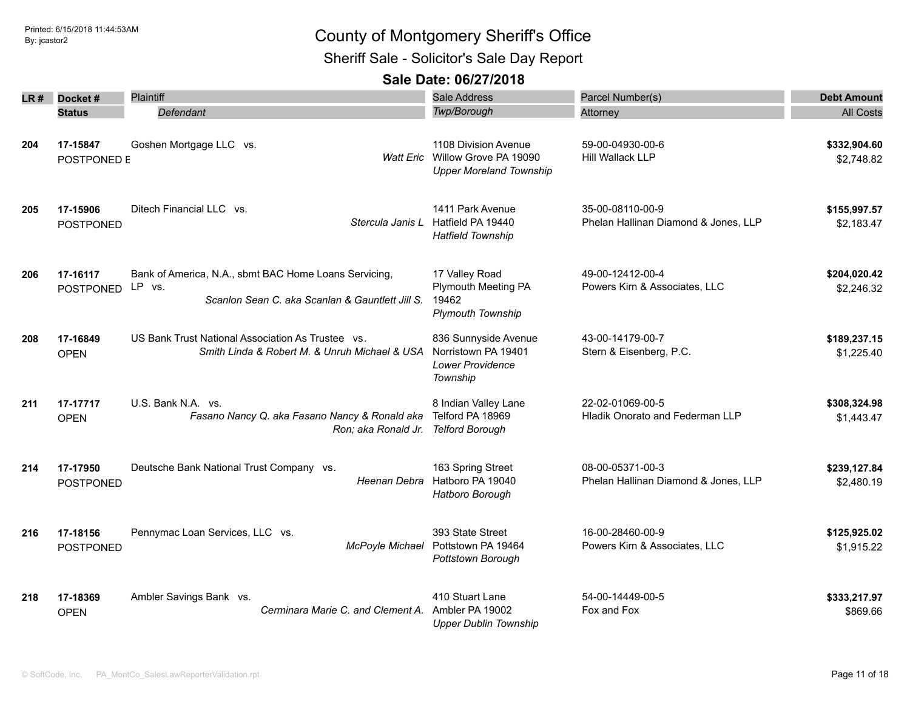# County of Montgomery Sheriff's Office

## Sheriff Sale - Solicitor's Sale Day Report

### Sale Date: 06/27/2018

| LR # | Docket # / Status | Plaintiff / Defendant | Sale Address / Twp/Borough | Parcel Number(s) / Attorney | Debt Amount / All Costs |
|---|---|---|---|---|---|
| 204 | **17-15847** POSTPONED E | Goshen Mortgage LLC vs. *Watt Eric* | 1108 Division Avenue Willow Grove PA 19090 *Upper Moreland Township* | 59-00-04930-00-6 Hill Wallack LLP | **$332,904.60** $2,748.82 |
| 205 | **17-15906** POSTPONED | Ditech Financial LLC vs. *Stercula Janis L* | 1411 Park Avenue Hatfield PA 19440 *Hatfield Township* | 35-00-08110-00-9 Phelan Hallinan Diamond & Jones, LLP | **$155,997.57** $2,183.47 |
| 206 | **17-16117** POSTPONED | Bank of America, N.A., sbmt BAC Home Loans Servicing, LP vs. *Scanlon Sean C. aka Scanlan & Gauntlett Jill S.* | 17 Valley Road Plymouth Meeting PA 19462 *Plymouth Township* | 49-00-12412-00-4 Powers Kirn & Associates, LLC | **$204,020.42** $2,246.32 |
| 208 | **17-16849** OPEN | US Bank Trust National Association As Trustee vs. *Smith Linda & Robert M. & Unruh Michael & USA* | 836 Sunnyside Avenue Norristown PA 19401 *Lower Providence Township* | 43-00-14179-00-7 Stern & Eisenberg, P.C. | **$189,237.15** $1,225.40 |
| 211 | **17-17717** OPEN | U.S. Bank N.A. vs. *Fasano Nancy Q. aka Fasano Nancy & Ronald aka Ron; aka Ronald Jr.* | 8 Indian Valley Lane Telford PA 18969 *Telford Borough* | 22-02-01069-00-5 Hladik Onorato and Federman LLP | **$308,324.98** $1,443.47 |
| 214 | **17-17950** POSTPONED | Deutsche Bank National Trust Company vs. *Heenan Debra* | 163 Spring Street Hatboro PA 19040 *Hatboro Borough* | 08-00-05371-00-3 Phelan Hallinan Diamond & Jones, LLP | **$239,127.84** $2,480.19 |
| 216 | **17-18156** POSTPONED | Pennymac Loan Services, LLC vs. *McPoyle Michael* | 393 State Street Pottstown PA 19464 *Pottstown Borough* | 16-00-28460-00-9 Powers Kirn & Associates, LLC | **$125,925.02** $1,915.22 |
| 218 | **17-18369** OPEN | Ambler Savings Bank vs. *Cerminara Marie C. and Clement A.* | 410 Stuart Lane Ambler PA 19002 *Upper Dublin Township* | 54-00-14449-00-5 Fox and Fox | **$333,217.97** $869.66 |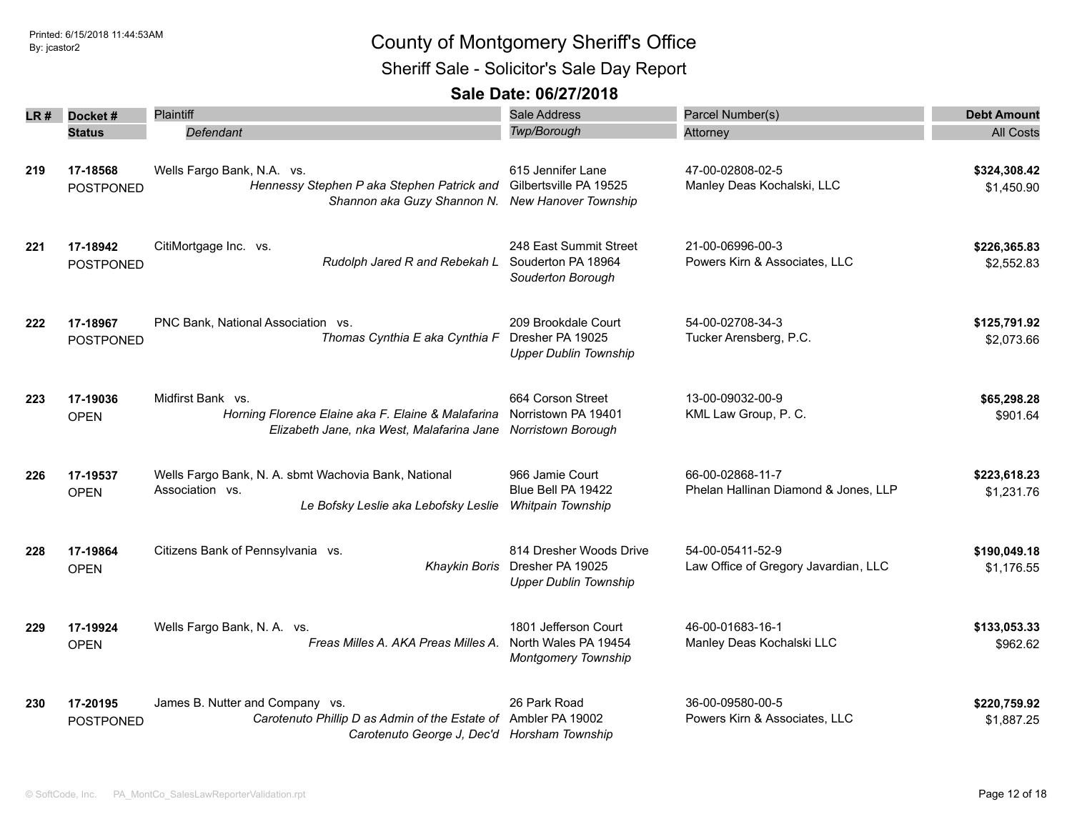# County of Montgomery Sheriff's Office

## Sheriff Sale - Solicitor's Sale Day Report

### Sale Date: 06/27/2018

| LR # | Docket # / Status | Plaintiff / *Defendant* | Sale Address / *Twp/Borough* | Parcel Number(s) / Attorney | Debt Amount / All Costs |
|---|---|---|---|---|---|
| 219 | **17-18568** POSTPONED | Wells Fargo Bank, N.A. vs. *Hennessy Stephen P aka Stephen Patrick and Shannon aka Guzy Shannon N.* | 615 Jennifer Lane Gilbertsville PA 19525 *New Hanover Township* | 47-00-02808-02-5 Manley Deas Kochalski, LLC | **$324,308.42** $1,450.90 |
| 221 | **17-18942** POSTPONED | CitiMortgage Inc. vs. *Rudolph Jared R and Rebekah L* | 248 East Summit Street Souderton PA 18964 *Souderton Borough* | 21-00-06996-00-3 Powers Kirn & Associates, LLC | **$226,365.83** $2,552.83 |
| 222 | **17-18967** POSTPONED | PNC Bank, National Association vs. *Thomas Cynthia E aka Cynthia F* | 209 Brookdale Court Dresher PA 19025 *Upper Dublin Township* | 54-00-02708-34-3 Tucker Arensberg, P.C. | **$125,791.92** $2,073.66 |
| 223 | **17-19036** OPEN | Midfirst Bank vs. *Horning Florence Elaine aka F. Elaine & Malafarina Elizabeth Jane, nka West, Malafarina Jane* | 664 Corson Street Norristown PA 19401 *Norristown Borough* | 13-00-09032-00-9 KML Law Group, P. C. | **$65,298.28** $901.64 |
| 226 | **17-19537** OPEN | Wells Fargo Bank, N. A. sbmt Wachovia Bank, National Association vs. *Le Bofsky Leslie aka Lebofsky Leslie* | 966 Jamie Court Blue Bell PA 19422 *Whitpain Township* | 66-00-02868-11-7 Phelan Hallinan Diamond & Jones, LLP | **$223,618.23** $1,231.76 |
| 228 | **17-19864** OPEN | Citizens Bank of Pennsylvania vs. *Khaykin Boris* | 814 Dresher Woods Drive Dresher PA 19025 *Upper Dublin Township* | 54-00-05411-52-9 Law Office of Gregory Javardian, LLC | **$190,049.18** $1,176.55 |
| 229 | **17-19924** OPEN | Wells Fargo Bank, N. A. vs. *Freas Milles A. AKA Preas Milles A.* | 1801 Jefferson Court North Wales PA 19454 *Montgomery Township* | 46-00-01683-16-1 Manley Deas Kochalski LLC | **$133,053.33** $962.62 |
| 230 | **17-20195** POSTPONED | James B. Nutter and Company vs. *Carotenuto Phillip D as Admin of the Estate of Carotenuto George J, Dec'd* | 26 Park Road Ambler PA 19002 *Horsham Township* | 36-00-09580-00-5 Powers Kirn & Associates, LLC | **$220,759.92** $1,887.25 |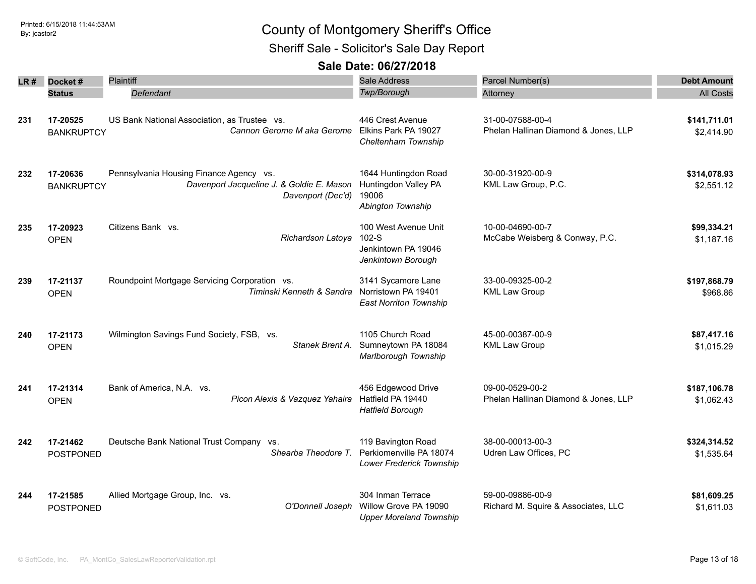# County of Montgomery Sheriff's Office

## Sheriff Sale - Solicitor's Sale Day Report

### Sale Date: 06/27/2018

| LR # | Docket # / Status | Plaintiff / *Defendant* | Sale Address / *Twp/Borough* | Parcel Number(s) / Attorney | Debt Amount / All Costs |
|---|---|---|---|---|---|
| 231 | **17-20525** BANKRUPTCY | US Bank National Association, as Trustee vs. *Cannon Gerome M aka Gerome* | 446 Crest Avenue Elkins Park PA 19027 *Cheltenham Township* | 31-00-07588-00-4 Phelan Hallinan Diamond & Jones, LLP | **$141,711.01** $2,414.90 |
| 232 | **17-20636** BANKRUPTCY | Pennsylvania Housing Finance Agency vs. *Davenport Jacqueline J. & Goldie E. Mason Davenport (Dec'd)* | 1644 Huntingdon Road Huntingdon Valley PA 19006 *Abington Township* | 30-00-31920-00-9 KML Law Group, P.C. | **$314,078.93** $2,551.12 |
| 235 | **17-20923** OPEN | Citizens Bank vs. *Richardson Latoya* | 100 West Avenue Unit 102-S Jenkintown PA 19046 *Jenkintown Borough* | 10-00-04690-00-7 McCabe Weisberg & Conway, P.C. | **$99,334.21** $1,187.16 |
| 239 | **17-21137** OPEN | Roundpoint Mortgage Servicing Corporation vs. *Timinski Kenneth & Sandra* | 3141 Sycamore Lane Norristown PA 19401 *East Norriton Township* | 33-00-09325-00-2 KML Law Group | **$197,868.79** $968.86 |
| 240 | **17-21173** OPEN | Wilmington Savings Fund Society, FSB, vs. *Stanek Brent A.* | 1105 Church Road Sumneytown PA 18084 *Marlborough Township* | 45-00-00387-00-9 KML Law Group | **$87,417.16** $1,015.29 |
| 241 | **17-21314** OPEN | Bank of America, N.A. vs. *Picon Alexis & Vazquez Yahaira* | 456 Edgewood Drive Hatfield PA 19440 *Hatfield Borough* | 09-00-0529-00-2 Phelan Hallinan Diamond & Jones, LLP | **$187,106.78** $1,062.43 |
| 242 | **17-21462** POSTPONED | Deutsche Bank National Trust Company vs. *Shearba Theodore T.* | 119 Bavington Road Perkiomenville PA 18074 *Lower Frederick Township* | 38-00-00013-00-3 Udren Law Offices, PC | **$324,314.52** $1,535.64 |
| 244 | **17-21585** POSTPONED | Allied Mortgage Group, Inc. vs. *O'Donnell Joseph* | 304 Inman Terrace Willow Grove PA 19090 *Upper Moreland Township* | 59-00-09886-00-9 Richard M. Squire & Associates, LLC | **$81,609.25** $1,611.03 |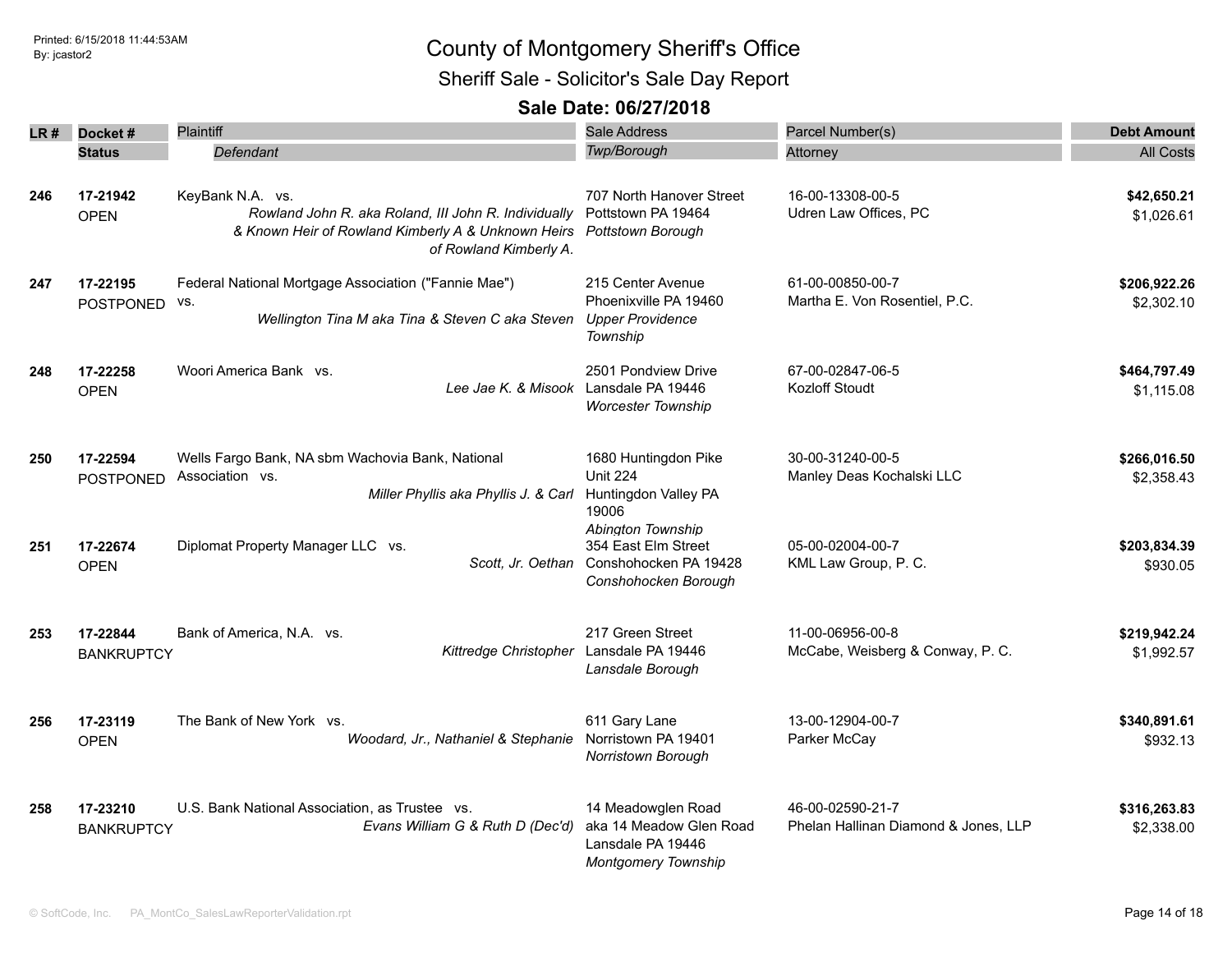# County of Montgomery Sheriff's Office

## Sheriff Sale - Solicitor's Sale Day Report

### Sale Date: 06/27/2018

| LR # | Docket # / Status | Plaintiff / Defendant | Sale Address / Twp/Borough | Parcel Number(s) / Attorney | Debt Amount / All Costs |
|---|---|---|---|---|---|
| 246 | 17-21942 OPEN | KeyBank N.A. vs. *Rowland John R. aka Roland, III John R. Individually & Known Heir of Rowland Kimberly A & Unknown Heirs of Rowland Kimberly A.* | 707 North Hanover Street Pottstown PA 19464 *Pottstown Borough* | 16-00-13308-00-5 Udren Law Offices, PC | **$42,650.21** $1,026.61 |
| 247 | 17-22195 POSTPONED | Federal National Mortgage Association ("Fannie Mae") vs. *Wellington Tina M aka Tina & Steven C aka Steven* | 215 Center Avenue Phoenixville PA 19460 *Upper Providence Township* | 61-00-00850-00-7 Martha E. Von Rosentiel, P.C. | **$206,922.26** $2,302.10 |
| 248 | 17-22258 OPEN | Woori America Bank vs. *Lee Jae K. & Misook* | 2501 Pondview Drive Lansdale PA 19446 *Worcester Township* | 67-00-02847-06-5 Kozloff Stoudt | **$464,797.49** $1,115.08 |
| 250 | 17-22594 POSTPONED | Wells Fargo Bank, NA sbm Wachovia Bank, National Association vs. *Miller Phyllis aka Phyllis J. & Carl* | 1680 Huntingdon Pike Unit 224 Huntingdon Valley PA 19006 *Abington Township* | 30-00-31240-00-5 Manley Deas Kochalski LLC | **$266,016.50** $2,358.43 |
| 251 | 17-22674 OPEN | Diplomat Property Manager LLC vs. *Scott, Jr. Oethan* | 354 East Elm Street Conshohocken PA 19428 *Conshohocken Borough* | 05-00-02004-00-7 KML Law Group, P. C. | **$203,834.39** $930.05 |
| 253 | 17-22844 BANKRUPTCY | Bank of America, N.A. vs. *Kittredge Christopher* | 217 Green Street Lansdale PA 19446 *Lansdale Borough* | 11-00-06956-00-8 McCabe, Weisberg & Conway, P. C. | **$219,942.24** $1,992.57 |
| 256 | 17-23119 OPEN | The Bank of New York vs. *Woodard, Jr., Nathaniel & Stephanie* | 611 Gary Lane Norristown PA 19401 *Norristown Borough* | 13-00-12904-00-7 Parker McCay | **$340,891.61** $932.13 |
| 258 | 17-23210 BANKRUPTCY | U.S. Bank National Association, as Trustee vs. *Evans William G & Ruth D (Dec'd)* | 14 Meadowglen Road aka 14 Meadow Glen Road Lansdale PA 19446 *Montgomery Township* | 46-00-02590-21-7 Phelan Hallinan Diamond & Jones, LLP | **$316,263.83** $2,338.00 |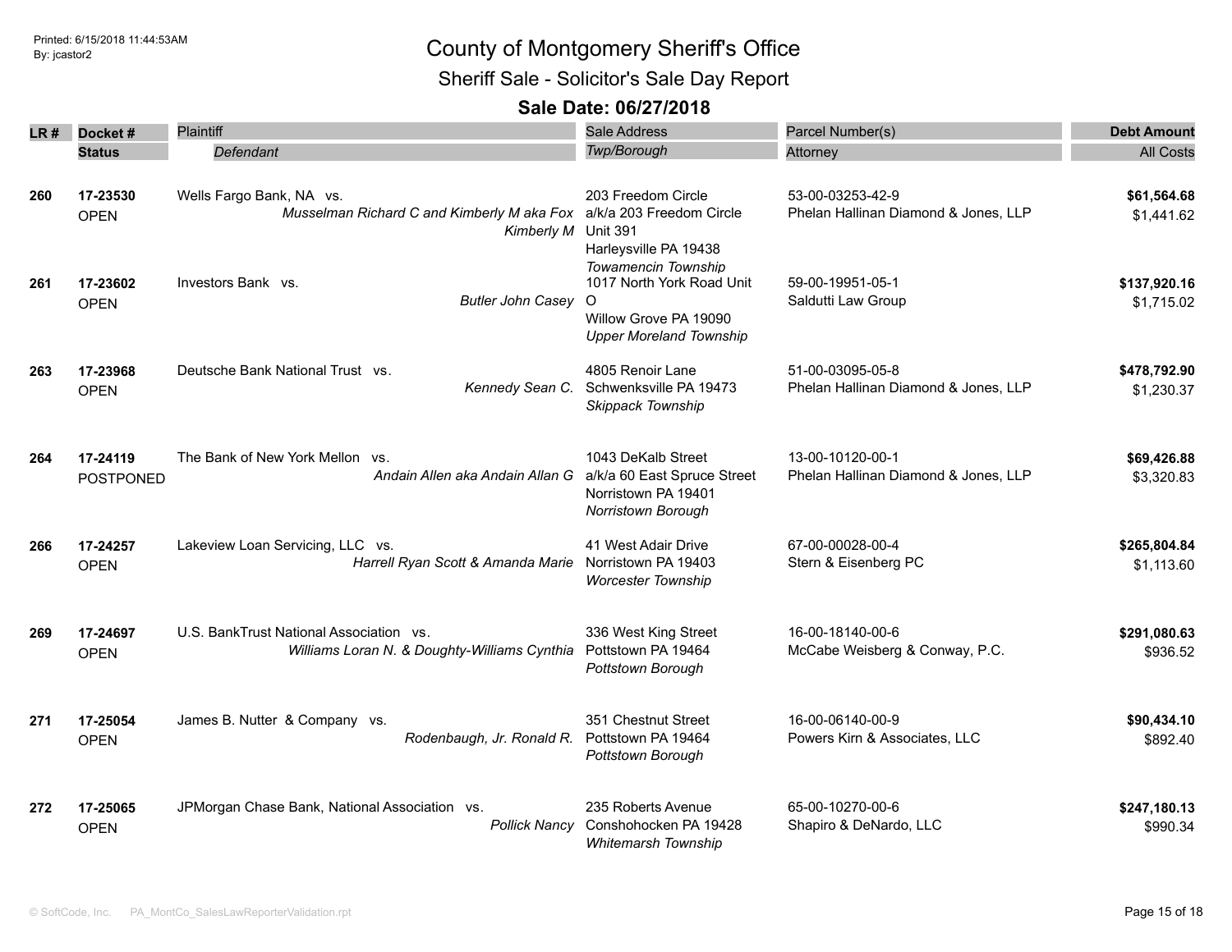# County of Montgomery Sheriff's Office

## Sheriff Sale - Solicitor's Sale Day Report

### Sale Date: 06/27/2018

| LR # | Docket # / Status | Plaintiff / Defendant | Sale Address / Twp/Borough | Parcel Number(s) / Attorney | Debt Amount / All Costs |
|---|---|---|---|---|---|
| 260 | 17-23530<br>OPEN | Wells Fargo Bank, NA vs.<br>*Musselman Richard C and Kimberly M aka Fox Kimberly M* | 203 Freedom Circle a/k/a 203 Freedom Circle Unit 391<br>Harleysville PA 19438<br>*Towamencin Township* | 53-00-03253-42-9<br>Phelan Hallinan Diamond & Jones, LLP | **$61,564.68**<br>$1,441.62 |
| 261 | 17-23602<br>OPEN | Investors Bank vs.<br>*Butler John Casey* | 1017 North York Road Unit O<br>Willow Grove PA 19090<br>*Upper Moreland Township* | 59-00-19951-05-1<br>Saldutti Law Group | **$137,920.16**<br>$1,715.02 |
| 263 | 17-23968<br>OPEN | Deutsche Bank National Trust vs.<br>*Kennedy Sean C.* | 4805 Renoir Lane<br>Schwenksville PA 19473<br>*Skippack Township* | 51-00-03095-05-8<br>Phelan Hallinan Diamond & Jones, LLP | **$478,792.90**<br>$1,230.37 |
| 264 | 17-24119<br>POSTPONED | The Bank of New York Mellon vs.<br>*Andain Allen aka Andain Allan G* | 1043 DeKalb Street a/k/a 60 East Spruce Street<br>Norristown PA 19401<br>*Norristown Borough* | 13-00-10120-00-1<br>Phelan Hallinan Diamond & Jones, LLP | **$69,426.88**<br>$3,320.83 |
| 266 | 17-24257<br>OPEN | Lakeview Loan Servicing, LLC vs.<br>*Harrell Ryan Scott & Amanda Marie* | 41 West Adair Drive<br>Norristown PA 19403<br>*Worcester Township* | 67-00-00028-00-4<br>Stern & Eisenberg PC | **$265,804.84**<br>$1,113.60 |
| 269 | 17-24697<br>OPEN | U.S. BankTrust National Association vs.<br>*Williams Loran N. & Doughty-Williams Cynthia* | 336 West King Street<br>Pottstown PA 19464<br>*Pottstown Borough* | 16-00-18140-00-6<br>McCabe Weisberg & Conway, P.C. | **$291,080.63**<br>$936.52 |
| 271 | 17-25054<br>OPEN | James B. Nutter & Company vs.<br>*Rodenbaugh, Jr. Ronald R.* | 351 Chestnut Street<br>Pottstown PA 19464<br>*Pottstown Borough* | 16-00-06140-00-9<br>Powers Kirn & Associates, LLC | **$90,434.10**<br>$892.40 |
| 272 | 17-25065<br>OPEN | JPMorgan Chase Bank, National Association vs.<br>*Pollick Nancy* | 235 Roberts Avenue<br>Conshohocken PA 19428<br>*Whitemarsh Township* | 65-00-10270-00-6<br>Shapiro & DeNardo, LLC | **$247,180.13**<br>$990.34 |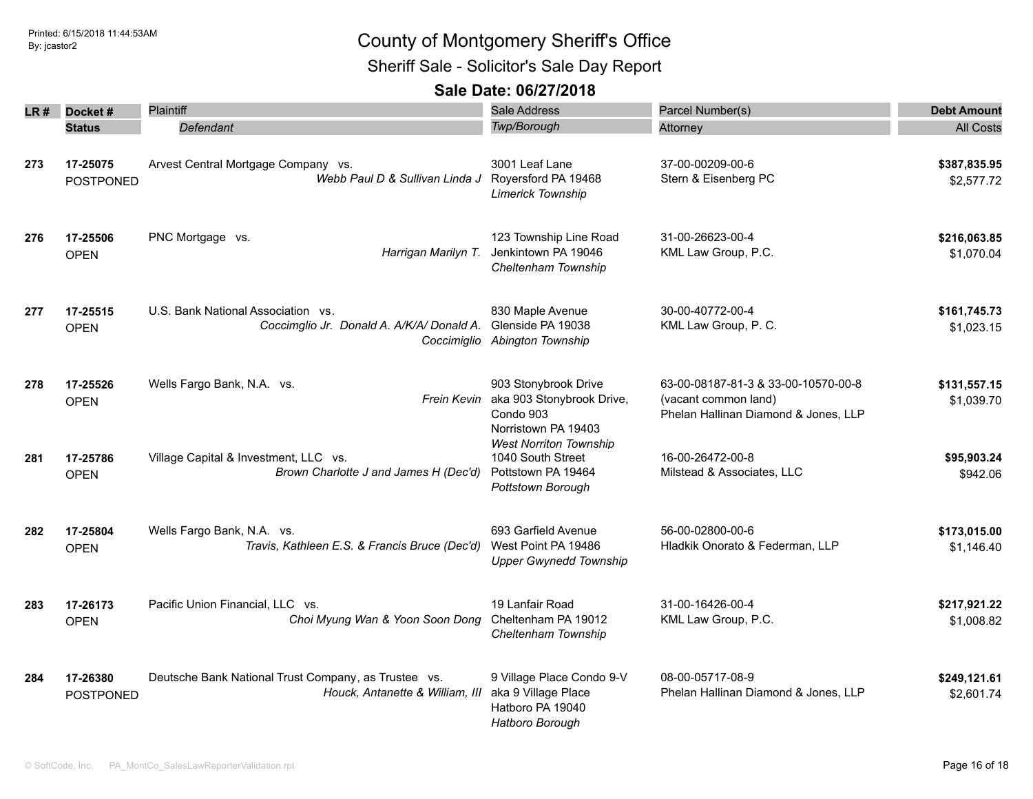# County of Montgomery Sheriff's Office

## Sheriff Sale - Solicitor's Sale Day Report

### Sale Date: 06/27/2018

| LR # | Docket # / Status | Plaintiff / Defendant | Sale Address / Twp/Borough | Parcel Number(s) / Attorney | Debt Amount / All Costs |
|---|---|---|---|---|---|
| 273 | 17-25075<br>POSTPONED | Arvest Central Mortgage Company vs.<br>*Webb Paul D & Sullivan Linda J* | 3001 Leaf Lane<br>Royersford PA 19468<br>*Limerick Township* | 37-00-00209-00-6<br>Stern & Eisenberg PC | **$387,835.95**<br>$2,577.72 |
| 276 | 17-25506<br>OPEN | PNC Mortgage vs.<br>*Harrigan Marilyn T.* | 123 Township Line Road<br>Jenkintown PA 19046<br>*Cheltenham Township* | 31-00-26623-00-4<br>KML Law Group, P.C. | **$216,063.85**<br>$1,070.04 |
| 277 | 17-25515<br>OPEN | U.S. Bank National Association vs.<br>*Coccimglio Jr. Donald A. A/K/A/ Donald A. Coccimiglio* | 830 Maple Avenue<br>Glenside PA 19038<br>*Abington Township* | 30-00-40772-00-4<br>KML Law Group, P. C. | **$161,745.73**<br>$1,023.15 |
| 278 | 17-25526<br>OPEN | Wells Fargo Bank, N.A. vs.<br>*Frein Kevin* | 903 Stonybrook Drive<br>aka 903 Stonybrook Drive, Condo 903<br>Norristown PA 19403<br>*West Norriton Township* | 63-00-08187-81-3 & 33-00-10570-00-8 (vacant common land)<br>Phelan Hallinan Diamond & Jones, LLP | **$131,557.15**<br>$1,039.70 |
| 281 | 17-25786<br>OPEN | Village Capital & Investment, LLC vs.<br>*Brown Charlotte J and James H (Dec'd)* | 1040 South Street<br>Pottstown PA 19464<br>*Pottstown Borough* | 16-00-26472-00-8<br>Milstead & Associates, LLC | **$95,903.24**<br>$942.06 |
| 282 | 17-25804<br>OPEN | Wells Fargo Bank, N.A. vs.<br>*Travis, Kathleen E.S. & Francis Bruce (Dec'd)* | 693 Garfield Avenue<br>West Point PA 19486<br>*Upper Gwynedd Township* | 56-00-02800-00-6<br>Hladkik Onorato & Federman, LLP | **$173,015.00**<br>$1,146.40 |
| 283 | 17-26173<br>OPEN | Pacific Union Financial, LLC vs.<br>*Choi Myung Wan & Yoon Soon Dong* | 19 Lanfair Road<br>Cheltenham PA 19012<br>*Cheltenham Township* | 31-00-16426-00-4<br>KML Law Group, P.C. | **$217,921.22**<br>$1,008.82 |
| 284 | 17-26380<br>POSTPONED | Deutsche Bank National Trust Company, as Trustee vs.<br>*Houck, Antanette & William, III* | 9 Village Place Condo 9-V<br>aka 9 Village Place<br>Hatboro PA 19040<br>*Hatboro Borough* | 08-00-05717-08-9<br>Phelan Hallinan Diamond & Jones, LLP | **$249,121.61**<br>$2,601.74 |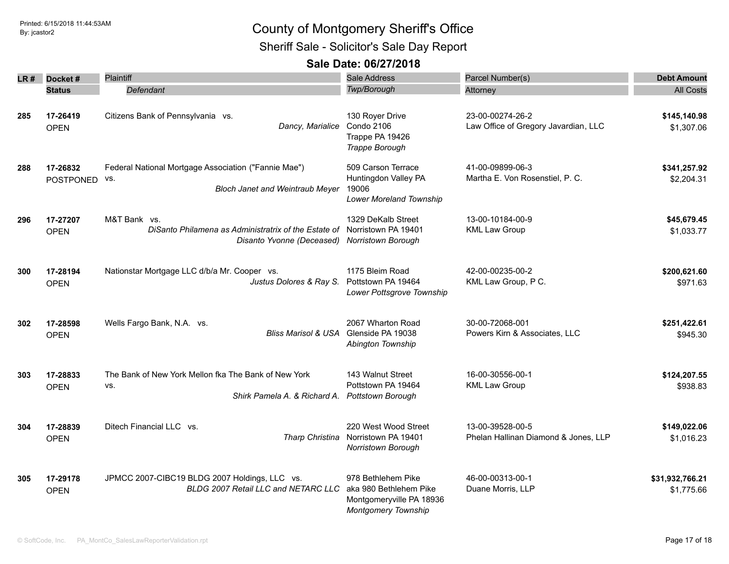# County of Montgomery Sheriff's Office

## Sheriff Sale - Solicitor's Sale Day Report

### Sale Date: 06/27/2018

| LR # | Docket # / Status | Plaintiff / Defendant | Sale Address / Twp/Borough | Parcel Number(s) / Attorney | Debt Amount / All Costs |
|---|---|---|---|---|---|
| 285 | **17-26419** OPEN | Citizens Bank of Pennsylvania vs. *Dancy, Marialice* | 130 Royer Drive Condo 2106 Trappe PA 19426 *Trappe Borough* | 23-00-00274-26-2 Law Office of Gregory Javardian, LLC | **$145,140.98** $1,307.06 |
| 288 | **17-26832** POSTPONED | Federal National Mortgage Association ("Fannie Mae") vs. *Bloch Janet and Weintraub Meyer* | 509 Carson Terrace Huntingdon Valley PA 19006 *Lower Moreland Township* | 41-00-09899-06-3 Martha E. Von Rosenstiel, P. C. | **$341,257.92** $2,204.31 |
| 296 | **17-27207** OPEN | M&T Bank vs. *DiSanto Philamena as Administratrix of the Estate of Disanto Yvonne (Deceased)* | 1329 DeKalb Street Norristown PA 19401 *Norristown Borough* | 13-00-10184-00-9 KML Law Group | **$45,679.45** $1,033.77 |
| 300 | **17-28194** OPEN | Nationstar Mortgage LLC d/b/a Mr. Cooper vs. *Justus Dolores & Ray S.* | 1175 Bleim Road Pottstown PA 19464 *Lower Pottsgrove Township* | 42-00-00235-00-2 KML Law Group, P C. | **$200,621.60** $971.63 |
| 302 | **17-28598** OPEN | Wells Fargo Bank, N.A. vs. *Bliss Marisol & USA* | 2067 Wharton Road Glenside PA 19038 *Abington Township* | 30-00-72068-001 Powers Kirn & Associates, LLC | **$251,422.61** $945.30 |
| 303 | **17-28833** OPEN | The Bank of New York Mellon fka The Bank of New York vs. *Shirk Pamela A. & Richard A.* | 143 Walnut Street Pottstown PA 19464 *Pottstown Borough* | 16-00-30556-00-1 KML Law Group | **$124,207.55** $938.83 |
| 304 | **17-28839** OPEN | Ditech Financial LLC vs. *Tharp Christina* | 220 West Wood Street Norristown PA 19401 *Norristown Borough* | 13-00-39528-00-5 Phelan Hallinan Diamond & Jones, LLP | **$149,022.06** $1,016.23 |
| 305 | **17-29178** OPEN | JPMCC 2007-CIBC19 BLDG 2007 Holdings, LLC vs. *BLDG 2007 Retail LLC and NETARC LLC* | 978 Bethlehem Pike aka 980 Bethlehem Pike Montgomeryville PA 18936 *Montgomery Township* | 46-00-00313-00-1 Duane Morris, LLP | **$31,932,766.21** $1,775.66 |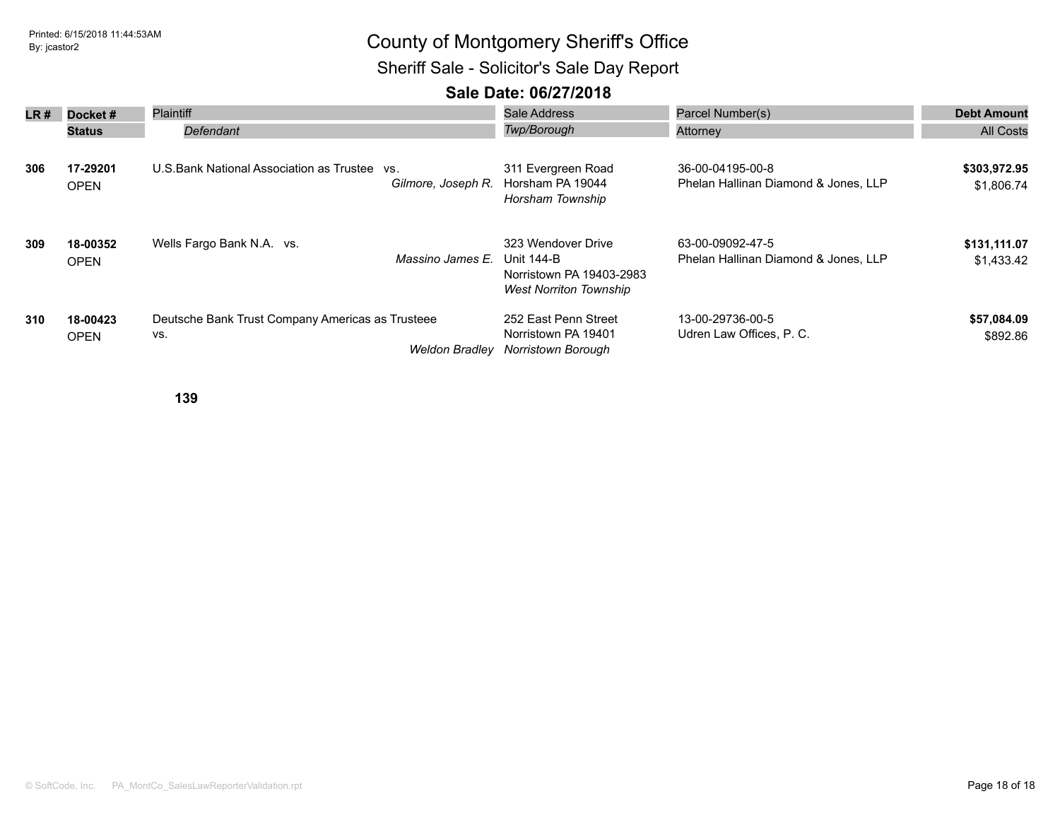# County of Montgomery Sheriff's Office

## Sheriff Sale - Solicitor's Sale Day Report

### Sale Date: 06/27/2018

| LR # | Docket # / Status | Plaintiff / *Defendant* | Sale Address / *Twp/Borough* | Parcel Number(s) / Attorney | Debt Amount / All Costs |
|---|---|---|---|---|---|
| 306 | **17-29201** OPEN | U.S.Bank National Association as Trustee vs. *Gilmore, Joseph R.* | 311 Evergreen Road Horsham PA 19044 *Horsham Township* | 36-00-04195-00-8 Phelan Hallinan Diamond & Jones, LLP | **$303,972.95** $1,806.74 |
| 309 | **18-00352** OPEN | Wells Fargo Bank N.A. vs. *Massino James E.* | 323 Wendover Drive Unit 144-B Norristown PA 19403-2983 *West Norriton Township* | 63-00-09092-47-5 Phelan Hallinan Diamond & Jones, LLP | **$131,111.07** $1,433.42 |
| 310 | **18-00423** OPEN | Deutsche Bank Trust Company Americas as Trusteee vs. *Weldon Bradley* | 252 East Penn Street Norristown PA 19401 *Norristown Borough* | 13-00-29736-00-5 Udren Law Offices, P. C. | **$57,084.09** $892.86 |

**139**